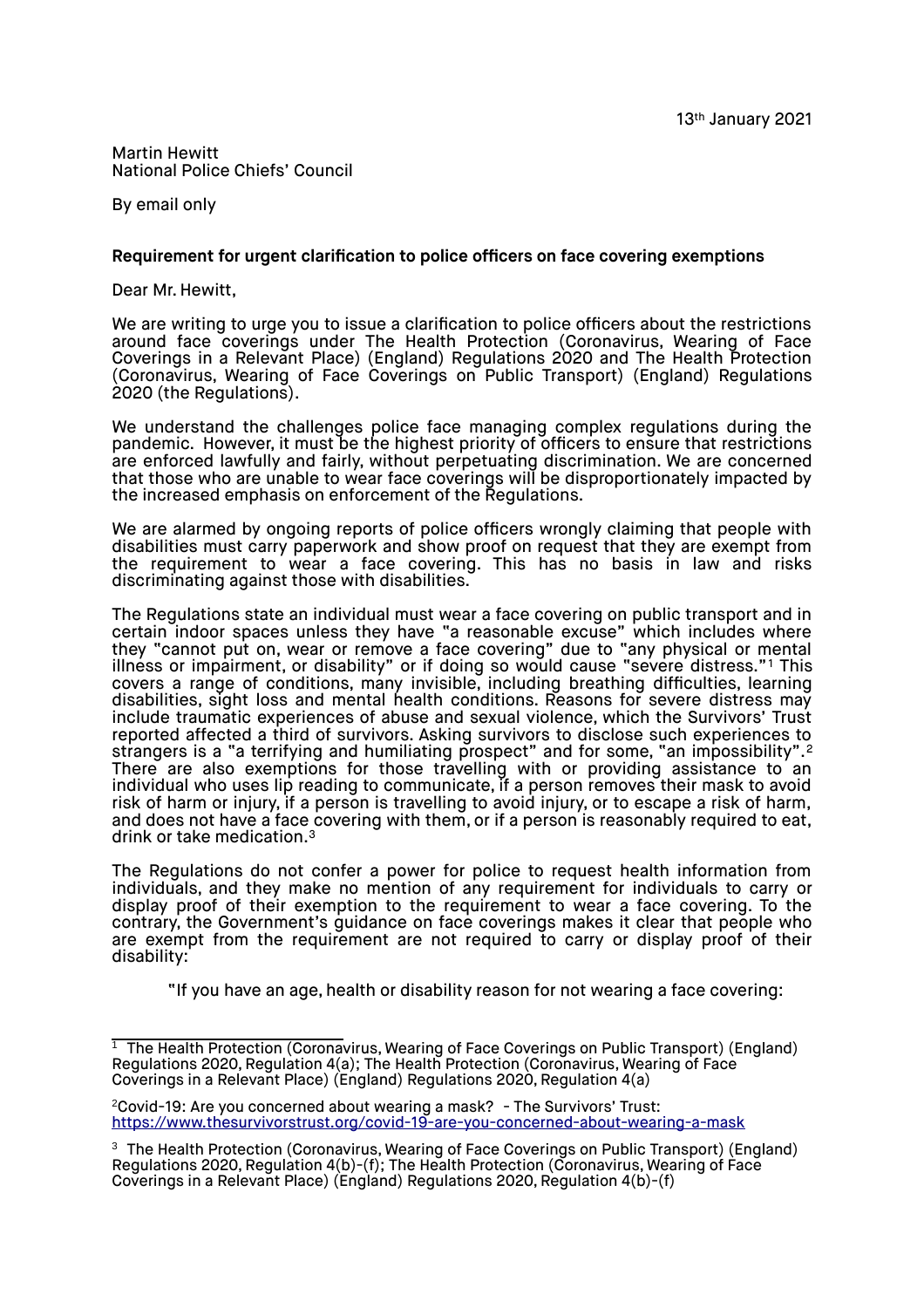13th January 2021

Martin Hewitt
National Police Chiefs' Council

By email only

**Requirement for urgent clarification to police officers on face covering exemptions**

Dear Mr. Hewitt,

We are writing to urge you to issue a clarification to police officers about the restrictions around face coverings under The Health Protection (Coronavirus, Wearing of Face Coverings in a Relevant Place) (England) Regulations 2020 and The Health Protection (Coronavirus, Wearing of Face Coverings on Public Transport) (England) Regulations 2020 (the Regulations).

We understand the challenges police face managing complex regulations during the pandemic. However, it must be the highest priority of officers to ensure that restrictions are enforced lawfully and fairly, without perpetuating discrimination. We are concerned that those who are unable to wear face coverings will be disproportionately impacted by the increased emphasis on enforcement of the Regulations.

We are alarmed by ongoing reports of police officers wrongly claiming that people with disabilities must carry paperwork and show proof on request that they are exempt from the requirement to wear a face covering. This has no basis in law and risks discriminating against those with disabilities.

The Regulations state an individual must wear a face covering on public transport and in certain indoor spaces unless they have "a reasonable excuse" which includes where they "cannot put on, wear or remove a face covering" due to "any physical or mental illness or impairment, or disability" or if doing so would cause "severe distress."[1] This covers a range of conditions, many invisible, including breathing difficulties, learning disabilities, sight loss and mental health conditions. Reasons for severe distress may include traumatic experiences of abuse and sexual violence, which the Survivors' Trust reported affected a third of survivors. Asking survivors to disclose such experiences to strangers is a "a terrifying and humiliating prospect" and for some, "an impossibility".[2] There are also exemptions for those travelling with or providing assistance to an individual who uses lip reading to communicate, if a person removes their mask to avoid risk of harm or injury, if a person is travelling to avoid injury, or to escape a risk of harm, and does not have a face covering with them, or if a person is reasonably required to eat, drink or take medication.[3]

The Regulations do not confer a power for police to request health information from individuals, and they make no mention of any requirement for individuals to carry or display proof of their exemption to the requirement to wear a face covering. To the contrary, the Government's guidance on face coverings makes it clear that people who are exempt from the requirement are not required to carry or display proof of their disability:

"If you have an age, health or disability reason for not wearing a face covering:

---

[1] The Health Protection (Coronavirus, Wearing of Face Coverings on Public Transport) (England) Regulations 2020, Regulation 4(a); The Health Protection (Coronavirus, Wearing of Face Coverings in a Relevant Place) (England) Regulations 2020, Regulation 4(a)

[2] Covid-19: Are you concerned about wearing a mask? - The Survivors' Trust: https://www.thesurvivorstrust.org/covid-19-are-you-concerned-about-wearing-a-mask

[3] The Health Protection (Coronavirus, Wearing of Face Coverings on Public Transport) (England) Regulations 2020, Regulation 4(b)-(f); The Health Protection (Coronavirus, Wearing of Face Coverings in a Relevant Place) (England) Regulations 2020, Regulation 4(b)-(f)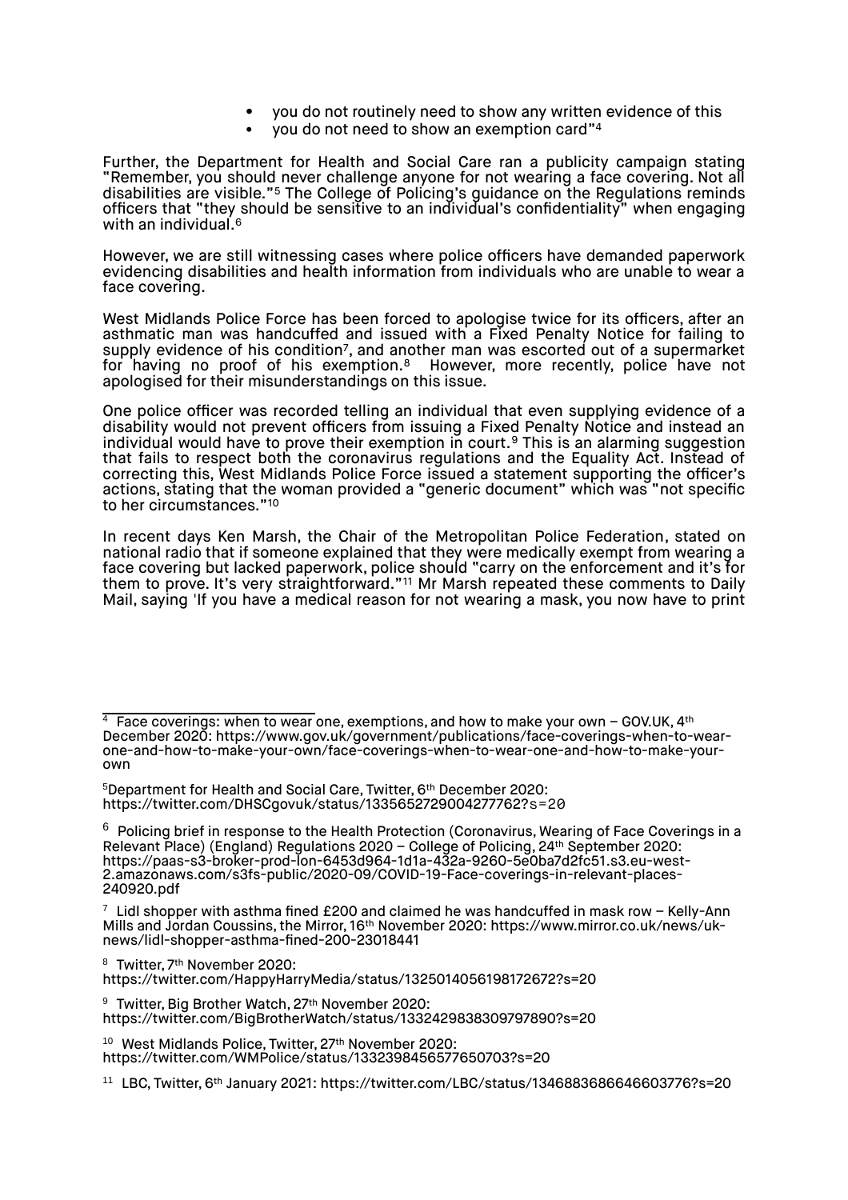- you do not routinely need to show any written evidence of this
- you do not need to show an exemption card"[4]

Further, the Department for Health and Social Care ran a publicity campaign stating "Remember, you should never challenge anyone for not wearing a face covering. Not all disabilities are visible."[5] The College of Policing's guidance on the Regulations reminds officers that "they should be sensitive to an individual's confidentiality" when engaging with an individual.[6]

However, we are still witnessing cases where police officers have demanded paperwork evidencing disabilities and health information from individuals who are unable to wear a face covering.

West Midlands Police Force has been forced to apologise twice for its officers, after an asthmatic man was handcuffed and issued with a Fixed Penalty Notice for failing to supply evidence of his condition[7], and another man was escorted out of a supermarket for having no proof of his exemption.[8] However, more recently, police have not apologised for their misunderstandings on this issue.

One police officer was recorded telling an individual that even supplying evidence of a disability would not prevent officers from issuing a Fixed Penalty Notice and instead an individual would have to prove their exemption in court.[9] This is an alarming suggestion that fails to respect both the coronavirus regulations and the Equality Act. Instead of correcting this, West Midlands Police Force issued a statement supporting the officer's actions, stating that the woman provided a "generic document" which was "not specific to her circumstances."[10]

In recent days Ken Marsh, the Chair of the Metropolitan Police Federation, stated on national radio that if someone explained that they were medically exempt from wearing a face covering but lacked paperwork, police should "carry on the enforcement and it's for them to prove. It's very straightforward."[11] Mr Marsh repeated these comments to Daily Mail, saying 'If you have a medical reason for not wearing a mask, you now have to print

---

[4] Face coverings: when to wear one, exemptions, and how to make your own – GOV.UK, 4th December 2020: https://www.gov.uk/government/publications/face-coverings-when-to-wear-one-and-how-to-make-your-own/face-coverings-when-to-wear-one-and-how-to-make-your-own

[5] Department for Health and Social Care, Twitter, 6th December 2020: https://twitter.com/DHSCgovuk/status/1335652729004277762?s=20

[6] Policing brief in response to the Health Protection (Coronavirus, Wearing of Face Coverings in a Relevant Place) (England) Regulations 2020 – College of Policing, 24th September 2020: https://paas-s3-broker-prod-lon-6453d964-1d1a-432a-9260-5e0ba7d2fc51.s3.eu-west-2.amazonaws.com/s3fs-public/2020-09/COVID-19-Face-coverings-in-relevant-places-240920.pdf

[7] Lidl shopper with asthma fined £200 and claimed he was handcuffed in mask row – Kelly-Ann Mills and Jordan Coussins, the Mirror, 16th November 2020: https://www.mirror.co.uk/news/uk-news/lidl-shopper-asthma-fined-200-23018441

[8] Twitter, 7th November 2020: https://twitter.com/HappyHarryMedia/status/1325014056198172672?s=20

[9] Twitter, Big Brother Watch, 27th November 2020: https://twitter.com/BigBrotherWatch/status/1332429838309797890?s=20

[10] West Midlands Police, Twitter, 27th November 2020: https://twitter.com/WMPolice/status/1332398456577650703?s=20

[11] LBC, Twitter, 6th January 2021: https://twitter.com/LBC/status/1346883686646603776?s=20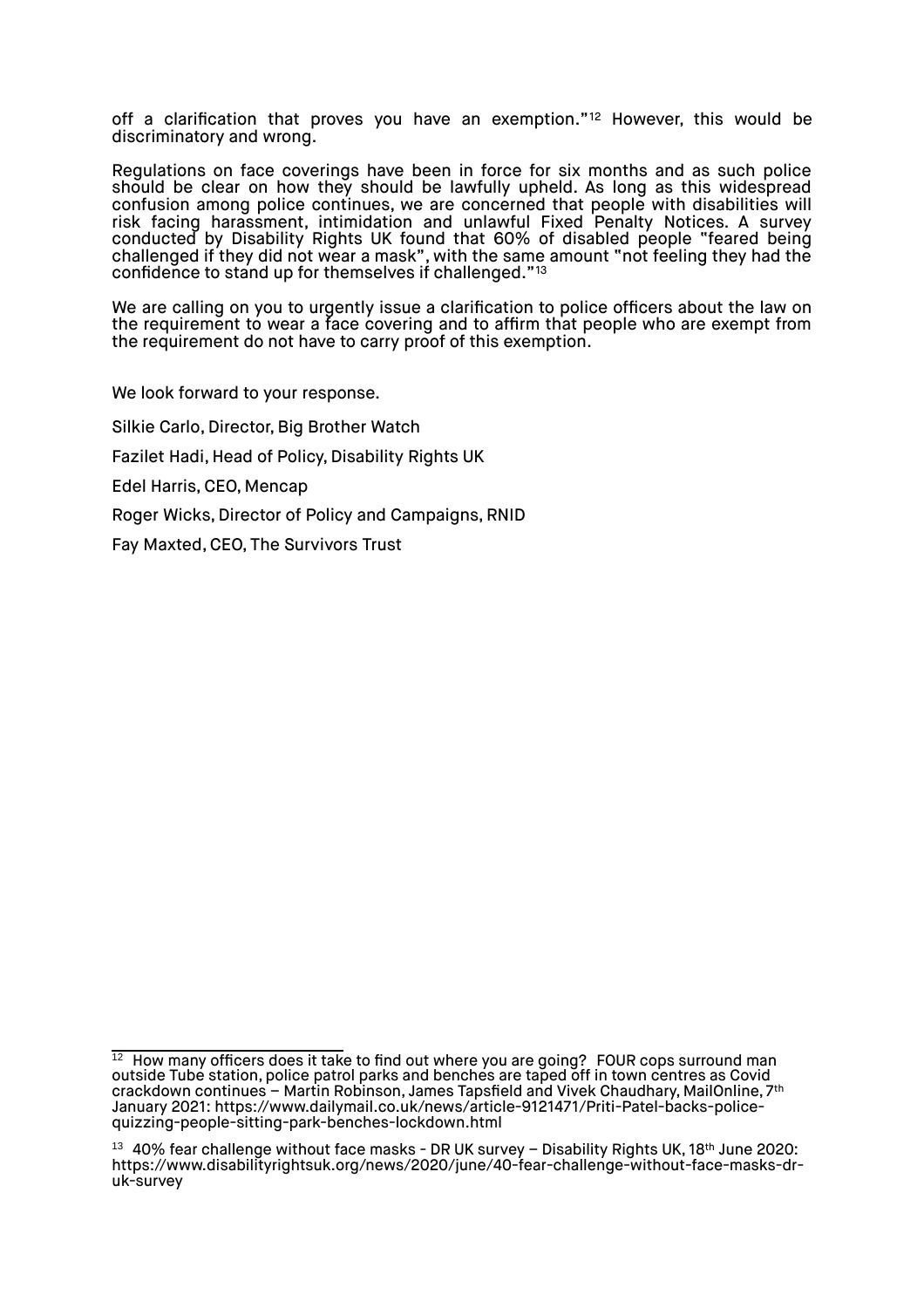off a clarification that proves you have an exemption."[12] However, this would be discriminatory and wrong.

Regulations on face coverings have been in force for six months and as such police should be clear on how they should be lawfully upheld. As long as this widespread confusion among police continues, we are concerned that people with disabilities will risk facing harassment, intimidation and unlawful Fixed Penalty Notices. A survey conducted by Disability Rights UK found that 60% of disabled people "feared being challenged if they did not wear a mask", with the same amount "not feeling they had the confidence to stand up for themselves if challenged."[13]

We are calling on you to urgently issue a clarification to police officers about the law on the requirement to wear a face covering and to affirm that people who are exempt from the requirement do not have to carry proof of this exemption.

We look forward to your response.

Silkie Carlo, Director, Big Brother Watch

Fazilet Hadi, Head of Policy, Disability Rights UK

Edel Harris, CEO, Mencap

Roger Wicks, Director of Policy and Campaigns, RNID

Fay Maxted, CEO, The Survivors Trust

---

[12] How many officers does it take to find out where you are going? FOUR cops surround man outside Tube station, police patrol parks and benches are taped off in town centres as Covid crackdown continues – Martin Robinson, James Tapsfield and Vivek Chaudhary, MailOnline, 7th January 2021: https://www.dailymail.co.uk/news/article-9121471/Priti-Patel-backs-police-quizzing-people-sitting-park-benches-lockdown.html

[13] 40% fear challenge without face masks - DR UK survey – Disability Rights UK, 18th June 2020: https://www.disabilityrightsuk.org/news/2020/june/40-fear-challenge-without-face-masks-dr-uk-survey